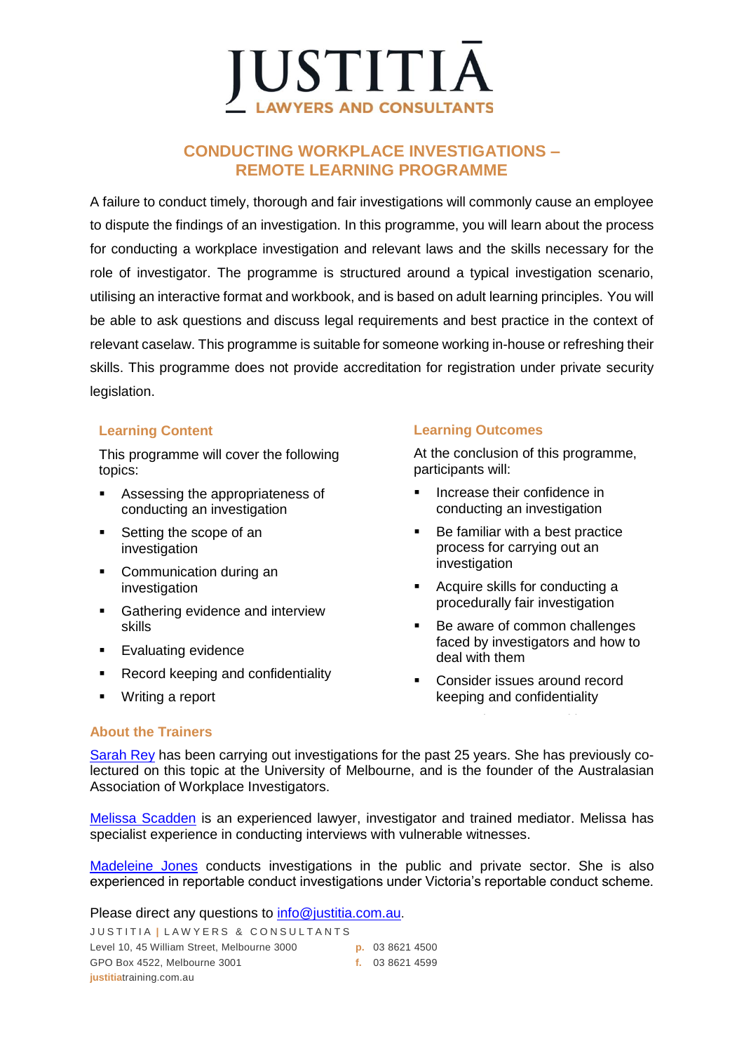# JUSTITIĀ

LAWYERS AND CONSULTANTS

## CONDUCTING WORKPLACE INVESTIGATIONS – REMOTE LEARNING PROGRAMME

A failure to conduct timely, thorough and fair investigations will commonly cause an employee to dispute the findings of an investigation. In this programme, you will learn about the process for conducting a workplace investigation and relevant laws and the skills necessary for the role of investigator. The programme is structured around a typical investigation scenario, utilising an interactive format and workbook, and is based on adult learning principles. You will be able to ask questions and discuss legal requirements and best practice in the context of relevant caselaw. This programme is suitable for someone working in-house or refreshing their skills. This programme does not provide accreditation for registration under private security legislation.

### Learning Content

This programme will cover the following topics:

- Assessing the appropriateness of conducting an investigation
- Setting the scope of an investigation
- Communication during an investigation
- Gathering evidence and interview skills
- Evaluating evidence
- Record keeping and confidentiality
- Writing a report

### Learning Outcomes

At the conclusion of this programme, participants will:

- Increase their confidence in conducting an investigation
- Be familiar with a best practice process for carrying out an investigation
- Acquire skills for conducting a procedurally fair investigation
- Be aware of common challenges faced by investigators and how to deal with them
- Consider issues around record keeping and confidentiality

### About the Trainers

Sarah Rey has been carrying out investigations for the past 25 years. She has previously co-lectured on this topic at the University of Melbourne, and is the founder of the Australasian Association of Workplace Investigators.

Melissa Scadden is an experienced lawyer, investigator and trained mediator. Melissa has specialist experience in conducting interviews with vulnerable witnesses.

Madeleine Jones conducts investigations in the public and private sector. She is also experienced in reportable conduct investigations under Victoria's reportable conduct scheme.

Please direct any questions to info@justitia.com.au.

JUSTITIA | LAWYERS & CONSULTANTS

Level 10, 45 William Street, Melbourne 3000
GPO Box 4522, Melbourne 3001
justitiatraining.com.au

p. 03 8621 4500
f. 03 8621 4599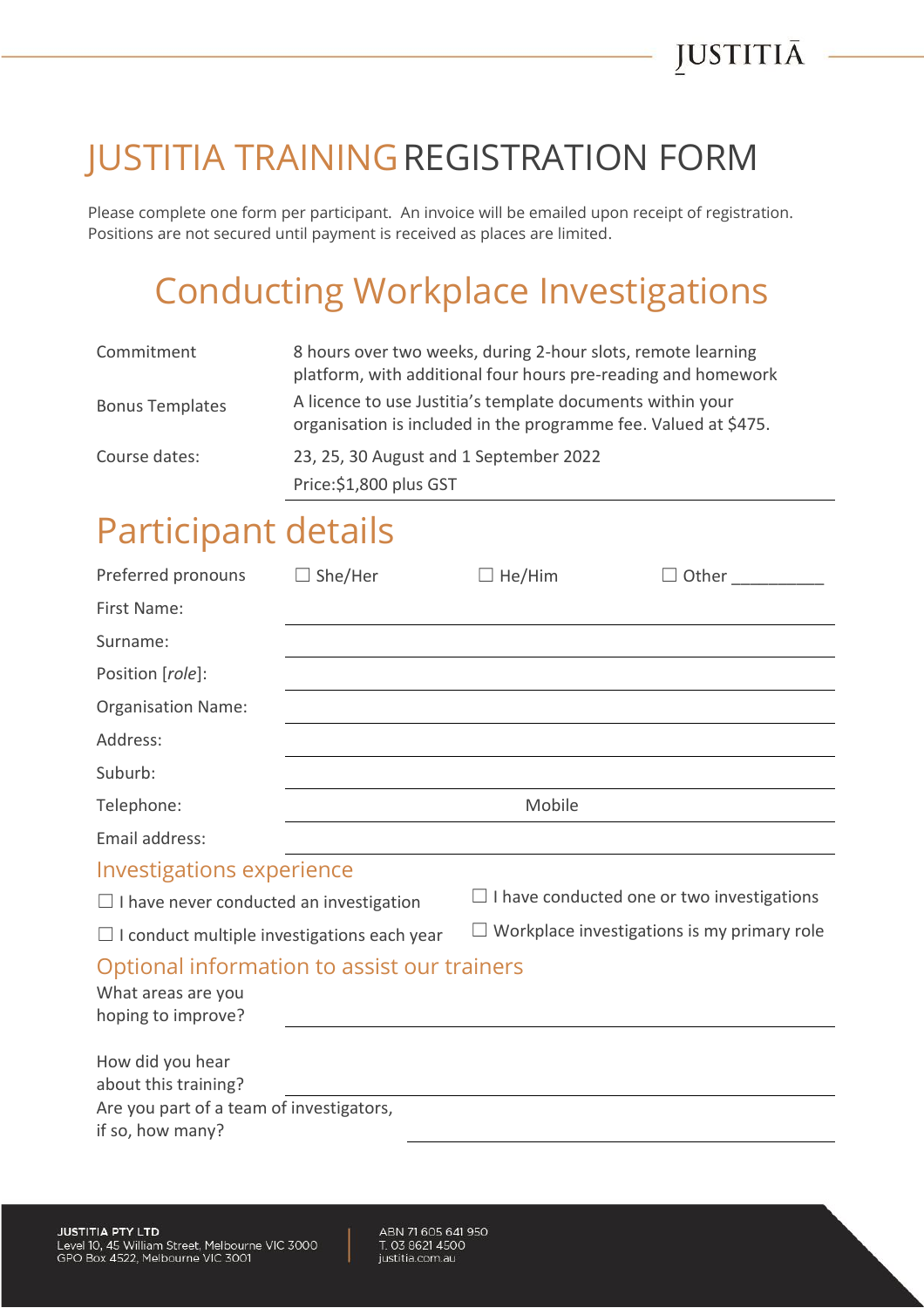# JUSTITIA TRAINING REGISTRATION FORM

Please complete one form per participant. An invoice will be emailed upon receipt of registration. Positions are not secured until payment is received as places are limited.

## Conducting Workplace Investigations

| | |
|---|---|
| Commitment | 8 hours over two weeks, during 2-hour slots, remote learning platform, with additional four hours pre-reading and homework |
| Bonus Templates | A licence to use Justitia's template documents within your organisation is included in the programme fee. Valued at $475. |
| Course dates: | 23, 25, 30 August and 1 September 2022 |
| | Price:$1,800 plus GST |

## Participant details

Preferred pronouns ☐ She/Her ☐ He/Him ☐ Other __________

First Name:

Surname:

Position [*role*]:

Organisation Name:

Address:

Suburb:

Telephone: Mobile

Email address:

### Investigations experience

☐ I have never conducted an investigation

☐ I have conducted one or two investigations

☐ I conduct multiple investigations each year

☐ Workplace investigations is my primary role

### Optional information to assist our trainers

What areas are you hoping to improve?

How did you hear about this training?

Are you part of a team of investigators, if so, how many?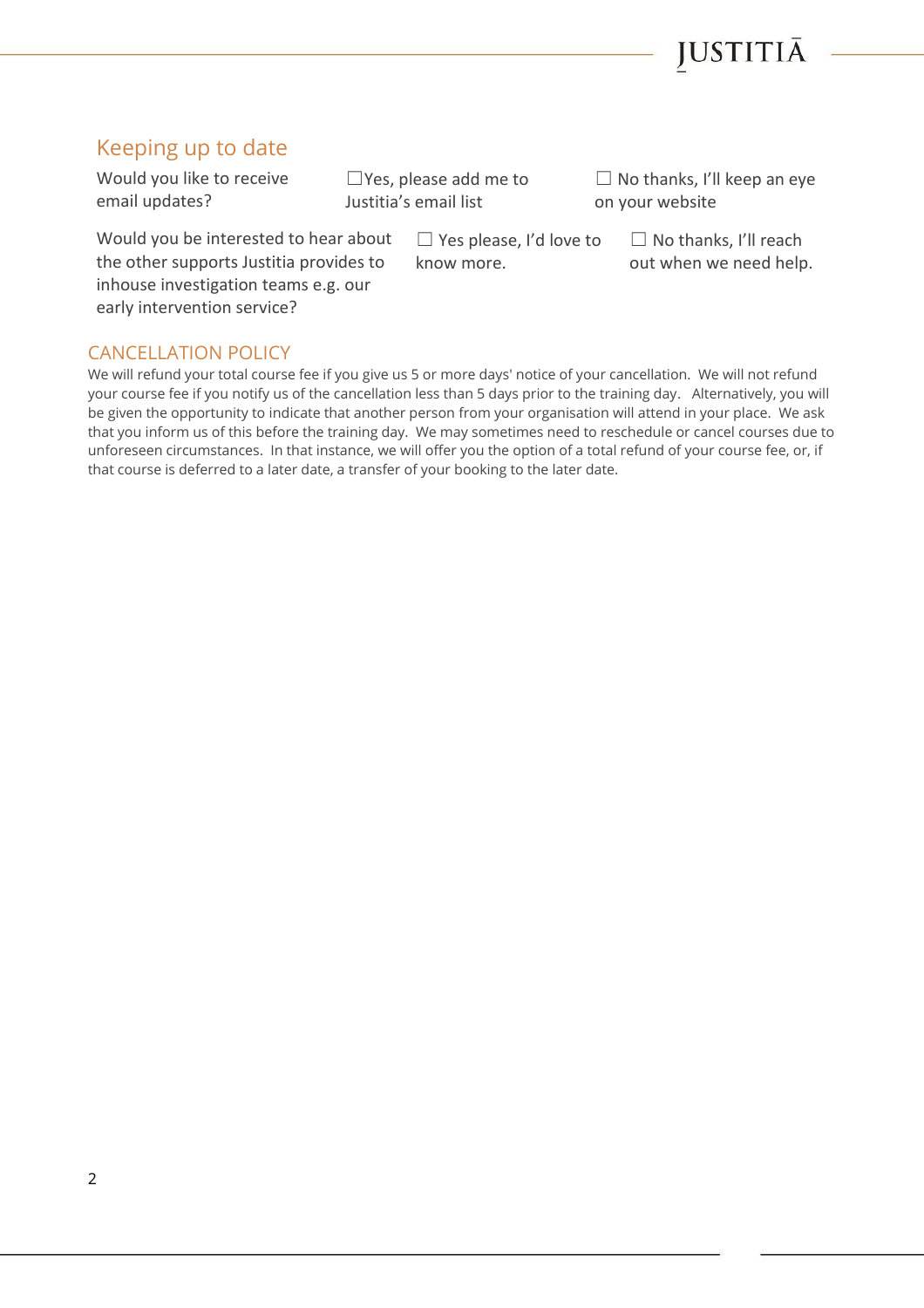## Keeping up to date

| | | |
|---|---|---|
| Would you like to receive email updates? | ☐Yes, please add me to Justitia's email list | ☐ No thanks, I'll keep an eye on your website |
| Would you be interested to hear about the other supports Justitia provides to inhouse investigation teams e.g. our early intervention service? | ☐ Yes please, I'd love to know more. | ☐ No thanks, I'll reach out when we need help. |

## CANCELLATION POLICY

We will refund your total course fee if you give us 5 or more days' notice of your cancellation. We will not refund your course fee if you notify us of the cancellation less than 5 days prior to the training day. Alternatively, you will be given the opportunity to indicate that another person from your organisation will attend in your place. We ask that you inform us of this before the training day. We may sometimes need to reschedule or cancel courses due to unforeseen circumstances. In that instance, we will offer you the option of a total refund of your course fee, or, if that course is deferred to a later date, a transfer of your booking to the later date.